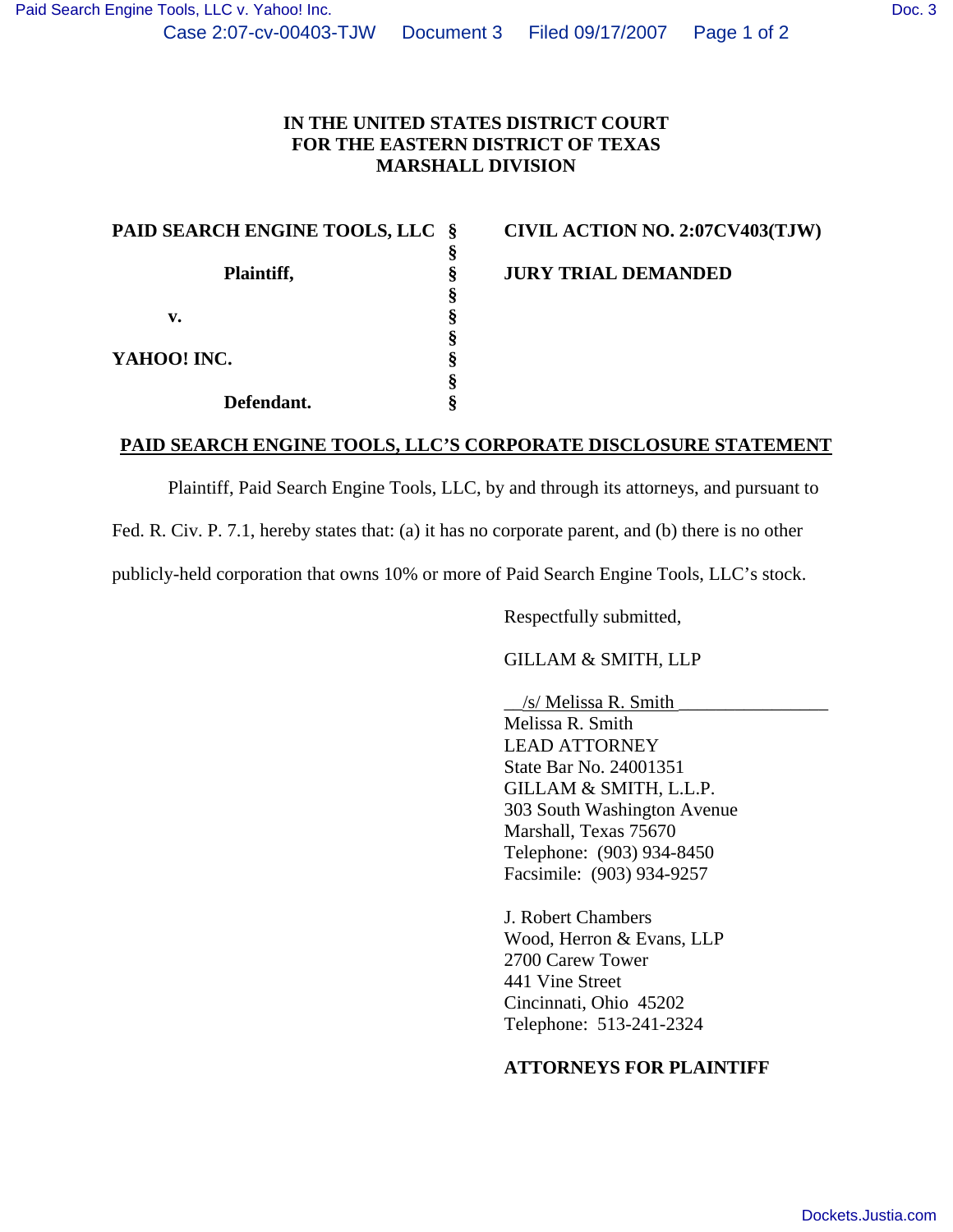# IN THE UNITED STATES DISTRICT COURT
# FOR THE EASTERN DISTRICT OF TEXAS
# MARSHALL DIVISION

| | | |
|---|---|---|
| **PAID SEARCH ENGINE TOOLS, LLC** | **§** | **CIVIL ACTION NO. 2:07CV403(TJW)** |
| | **§** | |
| **Plaintiff,** | **§** | **JURY TRIAL DEMANDED** |
| | **§** | |
| **v.** | **§** | |
| | **§** | |
| **YAHOO! INC.** | **§** | |
| | **§** | |
| **Defendant.** | **§** | |

**PAID SEARCH ENGINE TOOLS, LLC'S CORPORATE DISCLOSURE STATEMENT**

Plaintiff, Paid Search Engine Tools, LLC, by and through its attorneys, and pursuant to Fed. R. Civ. P. 7.1, hereby states that: (a) it has no corporate parent, and (b) there is no other publicly-held corporation that owns 10% or more of Paid Search Engine Tools, LLC's stock.

Respectfully submitted,

GILLAM & SMITH, LLP

/s/ Melissa R. Smith
Melissa R. Smith
LEAD ATTORNEY
State Bar No. 24001351
GILLAM & SMITH, L.L.P.
303 South Washington Avenue
Marshall, Texas 75670
Telephone: (903) 934-8450
Facsimile: (903) 934-9257

J. Robert Chambers
Wood, Herron & Evans, LLP
2700 Carew Tower
441 Vine Street
Cincinnati, Ohio 45202
Telephone: 513-241-2324

**ATTORNEYS FOR PLAINTIFF**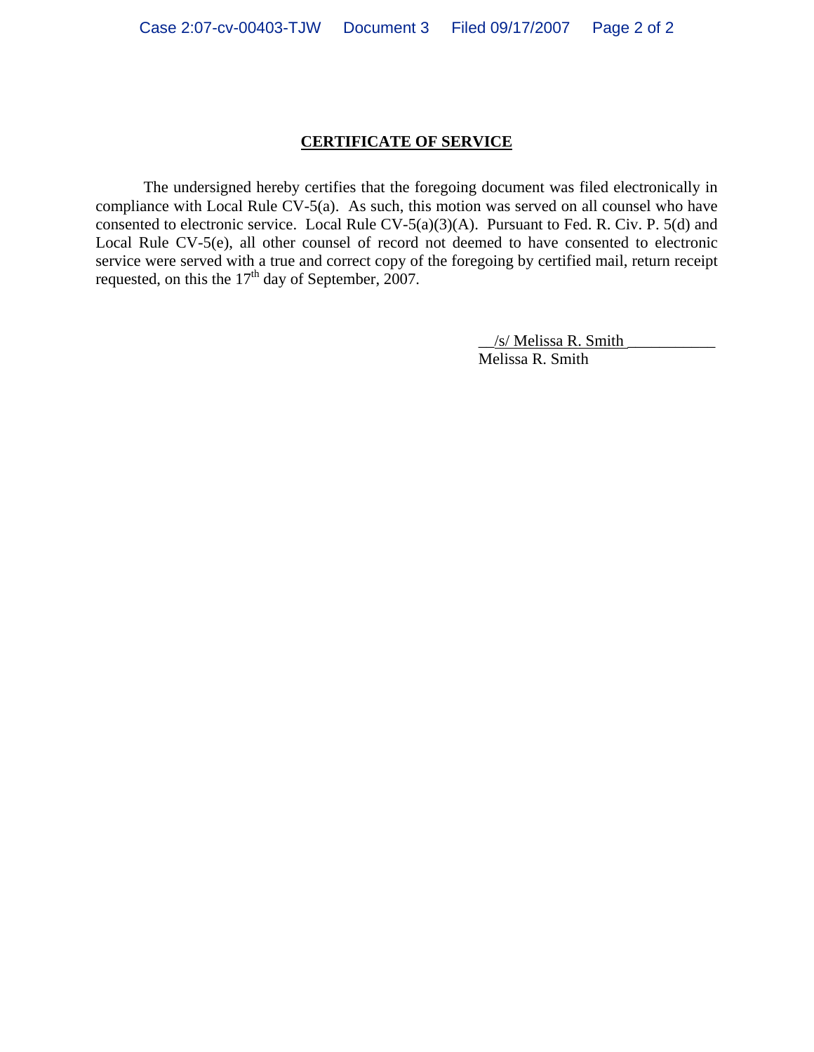## CERTIFICATE OF SERVICE

The undersigned hereby certifies that the foregoing document was filed electronically in compliance with Local Rule CV-5(a). As such, this motion was served on all counsel who have consented to electronic service. Local Rule CV-5(a)(3)(A). Pursuant to Fed. R. Civ. P. 5(d) and Local Rule CV-5(e), all other counsel of record not deemed to have consented to electronic service were served with a true and correct copy of the foregoing by certified mail, return receipt requested, on this the 17th day of September, 2007.

/s/ Melissa R. Smith
Melissa R. Smith